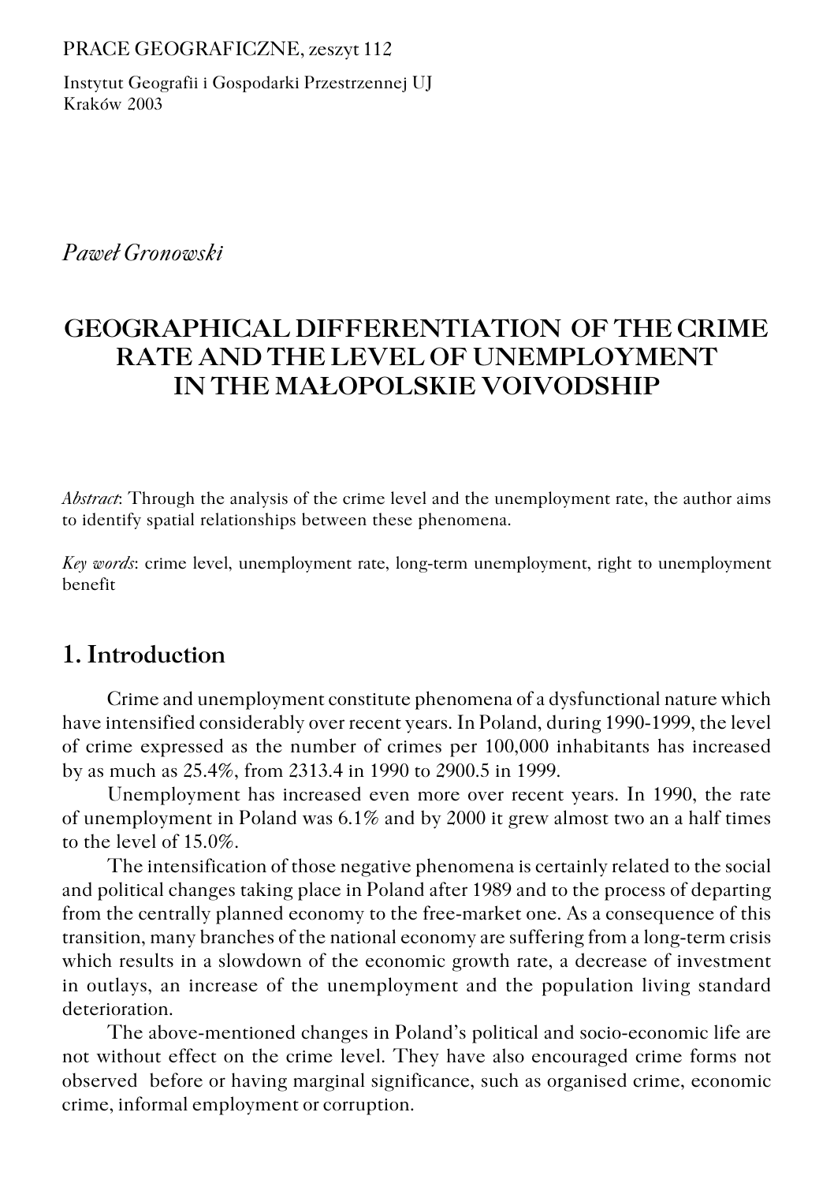PRACE GEOGRAFICZNE, zeszyt 112

Instytut Geografii i Gospodarki Przestrzennej UJ
Kraków 2003

*Paweł Gronowski*

# GEOGRAPHICAL DIFFERENTIATION OF THE CRIME RATE AND THE LEVEL OF UNEMPLOYMENT IN THE MAŁOPOLSKIE VOIVODSHIP

*Abstract*: Through the analysis of the crime level and the unemployment rate, the author aims to identify spatial relationships between these phenomena.

*Key words*: crime level, unemployment rate, long-term unemployment, right to unemployment benefit

## 1. Introduction

Crime and unemployment constitute phenomena of a dysfunctional nature which have intensified considerably over recent years. In Poland, during 1990-1999, the level of crime expressed as the number of crimes per 100,000 inhabitants has increased by as much as 25.4%, from 2313.4 in 1990 to 2900.5 in 1999.

Unemployment has increased even more over recent years. In 1990, the rate of unemployment in Poland was 6.1% and by 2000 it grew almost two an a half times to the level of 15.0%.

The intensification of those negative phenomena is certainly related to the social and political changes taking place in Poland after 1989 and to the process of departing from the centrally planned economy to the free-market one. As a consequence of this transition, many branches of the national economy are suffering from a long-term crisis which results in a slowdown of the economic growth rate, a decrease of investment in outlays, an increase of the unemployment and the population living standard deterioration.

The above-mentioned changes in Poland's political and socio-economic life are not without effect on the crime level. They have also encouraged crime forms not observed before or having marginal significance, such as organised crime, economic crime, informal employment or corruption.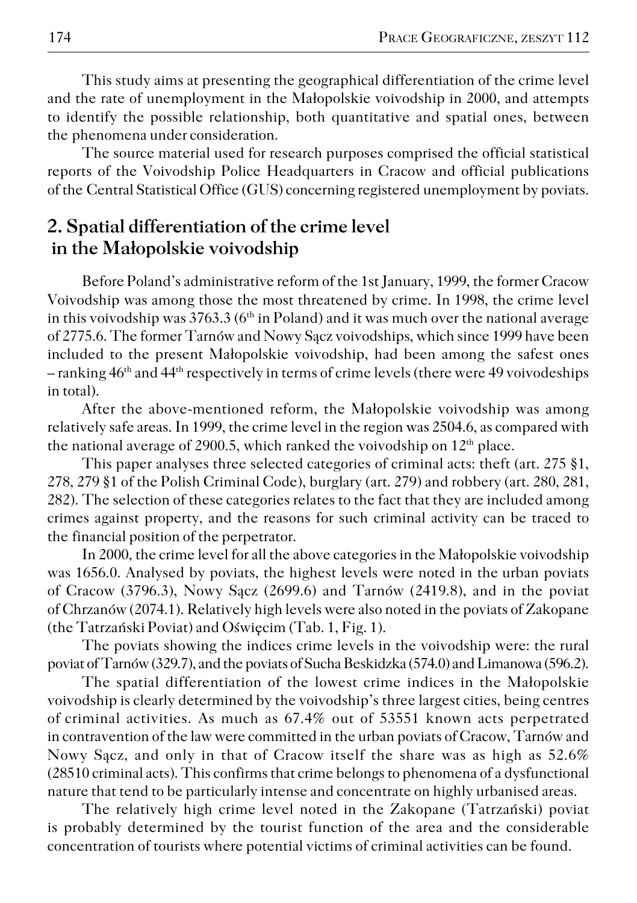This study aims at presenting the geographical differentiation of the crime level and the rate of unemployment in the Małopolskie voivodship in 2000, and attempts to identify the possible relationship, both quantitative and spatial ones, between the phenomena under consideration.

The source material used for research purposes comprised the official statistical reports of the Voivodship Police Headquarters in Cracow and official publications of the Central Statistical Office (GUS) concerning registered unemployment by poviats.

## 2. Spatial differentiation of the crime level in the Małopolskie voivodship

Before Poland's administrative reform of the 1st January, 1999, the former Cracow Voivodship was among those the most threatened by crime. In 1998, the crime level in this voivodship was 3763.3 (6th in Poland) and it was much over the national average of 2775.6. The former Tarnów and Nowy Sącz voivodships, which since 1999 have been included to the present Małopolskie voivodship, had been among the safest ones – ranking 46th and 44th respectively in terms of crime levels (there were 49 voivodeships in total).

After the above-mentioned reform, the Małopolskie voivodship was among relatively safe areas. In 1999, the crime level in the region was 2504.6, as compared with the national average of 2900.5, which ranked the voivodship on 12th place.

This paper analyses three selected categories of criminal acts: theft (art. 275 §1, 278, 279 §1 of the Polish Criminal Code), burglary (art. 279) and robbery (art. 280, 281, 282). The selection of these categories relates to the fact that they are included among crimes against property, and the reasons for such criminal activity can be traced to the financial position of the perpetrator.

In 2000, the crime level for all the above categories in the Małopolskie voivodship was 1656.0. Analysed by poviats, the highest levels were noted in the urban poviats of Cracow (3796.3), Nowy Sącz (2699.6) and Tarnów (2419.8), and in the poviat of Chrzanów (2074.1). Relatively high levels were also noted in the poviats of Zakopane (the Tatrzański Poviat) and Oświęcim (Tab. 1, Fig. 1).

The poviats showing the indices crime levels in the voivodship were: the rural poviat of Tarnów (329.7), and the poviats of Sucha Beskidzka (574.0) and Limanowa (596.2).

The spatial differentiation of the lowest crime indices in the Małopolskie voivodship is clearly determined by the voivodship's three largest cities, being centres of criminal activities. As much as 67.4% out of 53551 known acts perpetrated in contravention of the law were committed in the urban poviats of Cracow, Tarnów and Nowy Sącz, and only in that of Cracow itself the share was as high as 52.6% (28510 criminal acts). This confirms that crime belongs to phenomena of a dysfunctional nature that tend to be particularly intense and concentrate on highly urbanised areas.

The relatively high crime level noted in the Zakopane (Tatrzański) poviat is probably determined by the tourist function of the area and the considerable concentration of tourists where potential victims of criminal activities can be found.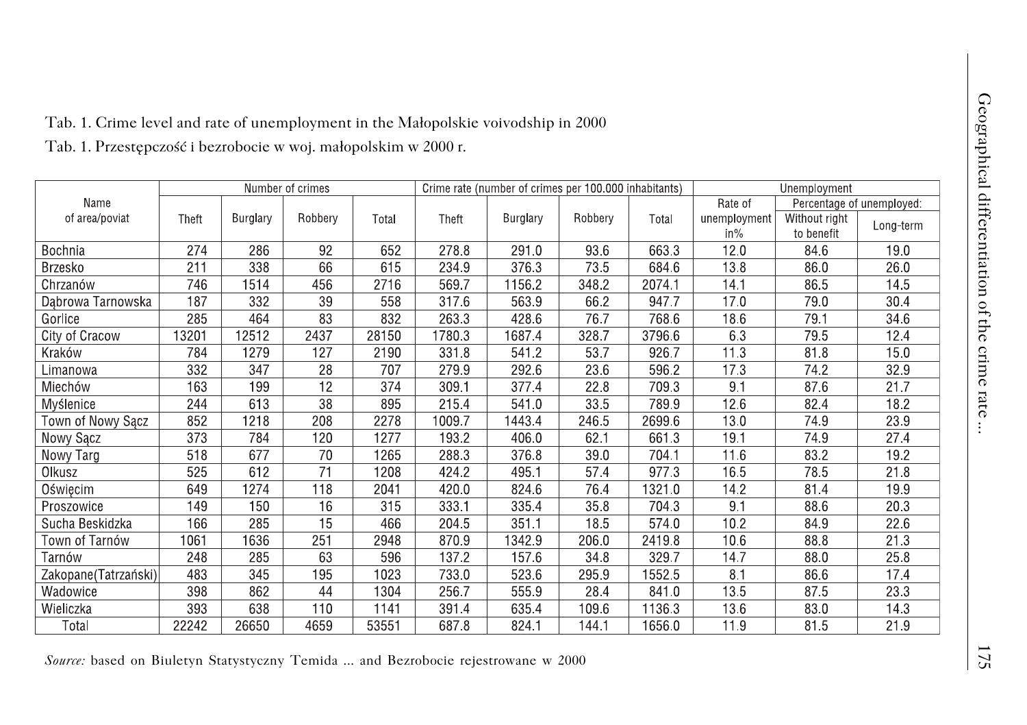Tab. 1. Crime level and rate of unemployment in the Małopolskie voivodship in 2000

Tab. 1. Przestępczość i bezrobocie w woj. małopolskim w 2000 r.

| Name of area/poviat | Number of crimes | | | | Crime rate (number of crimes per 100.000 inhabitants) | | | | Unemployment | | |
|---|---|---|---|---|---|---|---|---|---|---|---|
| | | | | | | | | | Rate of unemployment in% | Percentage of unemployed: | |
| | Theft | Burglary | Robbery | Total | Theft | Burglary | Robbery | Total | | Without right to benefit | Long-term |
| Bochnia | 274 | 286 | 92 | 652 | 278.8 | 291.0 | 93.6 | 663.3 | 12.0 | 84.6 | 19.0 |
| Brzesko | 211 | 338 | 66 | 615 | 234.9 | 376.3 | 73.5 | 684.6 | 13.8 | 86.0 | 26.0 |
| Chrzanów | 746 | 1514 | 456 | 2716 | 569.7 | 1156.2 | 348.2 | 2074.1 | 14.1 | 86.5 | 14.5 |
| Dąbrowa Tarnowska | 187 | 332 | 39 | 558 | 317.6 | 563.9 | 66.2 | 947.7 | 17.0 | 79.0 | 30.4 |
| Gorlice | 285 | 464 | 83 | 832 | 263.3 | 428.6 | 76.7 | 768.6 | 18.6 | 79.1 | 34.6 |
| City of Cracow | 13201 | 12512 | 2437 | 28150 | 1780.3 | 1687.4 | 328.7 | 3796.6 | 6.3 | 79.5 | 12.4 |
| Kraków | 784 | 1279 | 127 | 2190 | 331.8 | 541.2 | 53.7 | 926.7 | 11.3 | 81.8 | 15.0 |
| Limanowa | 332 | 347 | 28 | 707 | 279.9 | 292.6 | 23.6 | 596.2 | 17.3 | 74.2 | 32.9 |
| Miechów | 163 | 199 | 12 | 374 | 309.1 | 377.4 | 22.8 | 709.3 | 9.1 | 87.6 | 21.7 |
| Myślenice | 244 | 613 | 38 | 895 | 215.4 | 541.0 | 33.5 | 789.9 | 12.6 | 82.4 | 18.2 |
| Town of Nowy Sącz | 852 | 1218 | 208 | 2278 | 1009.7 | 1443.4 | 246.5 | 2699.6 | 13.0 | 74.9 | 23.9 |
| Nowy Sącz | 373 | 784 | 120 | 1277 | 193.2 | 406.0 | 62.1 | 661.3 | 19.1 | 74.9 | 27.4 |
| Nowy Targ | 518 | 677 | 70 | 1265 | 288.3 | 376.8 | 39.0 | 704.1 | 11.6 | 83.2 | 19.2 |
| Olkusz | 525 | 612 | 71 | 1208 | 424.2 | 495.1 | 57.4 | 977.3 | 16.5 | 78.5 | 21.8 |
| Oświęcim | 649 | 1274 | 118 | 2041 | 420.0 | 824.6 | 76.4 | 1321.0 | 14.2 | 81.4 | 19.9 |
| Proszowice | 149 | 150 | 16 | 315 | 333.1 | 335.4 | 35.8 | 704.3 | 9.1 | 88.6 | 20.3 |
| Sucha Beskidzka | 166 | 285 | 15 | 466 | 204.5 | 351.1 | 18.5 | 574.0 | 10.2 | 84.9 | 22.6 |
| Town of Tarnów | 1061 | 1636 | 251 | 2948 | 870.9 | 1342.9 | 206.0 | 2419.8 | 10.6 | 88.8 | 21.3 |
| Tarnów | 248 | 285 | 63 | 596 | 137.2 | 157.6 | 34.8 | 329.7 | 14.7 | 88.0 | 25.8 |
| Zakopane(Tatrzański) | 483 | 345 | 195 | 1023 | 733.0 | 523.6 | 295.9 | 1552.5 | 8.1 | 86.6 | 17.4 |
| Wadowice | 398 | 862 | 44 | 1304 | 256.7 | 555.9 | 28.4 | 841.0 | 13.5 | 87.5 | 23.3 |
| Wieliczka | 393 | 638 | 110 | 1141 | 391.4 | 635.4 | 109.6 | 1136.3 | 13.6 | 83.0 | 14.3 |
| Total | 22242 | 26650 | 4659 | 53551 | 687.8 | 824.1 | 144.1 | 1656.0 | 11.9 | 81.5 | 21.9 |

*Source:* based on Biuletyn Statystyczny Temida ... and Bezrobocie rejestrowane w 2000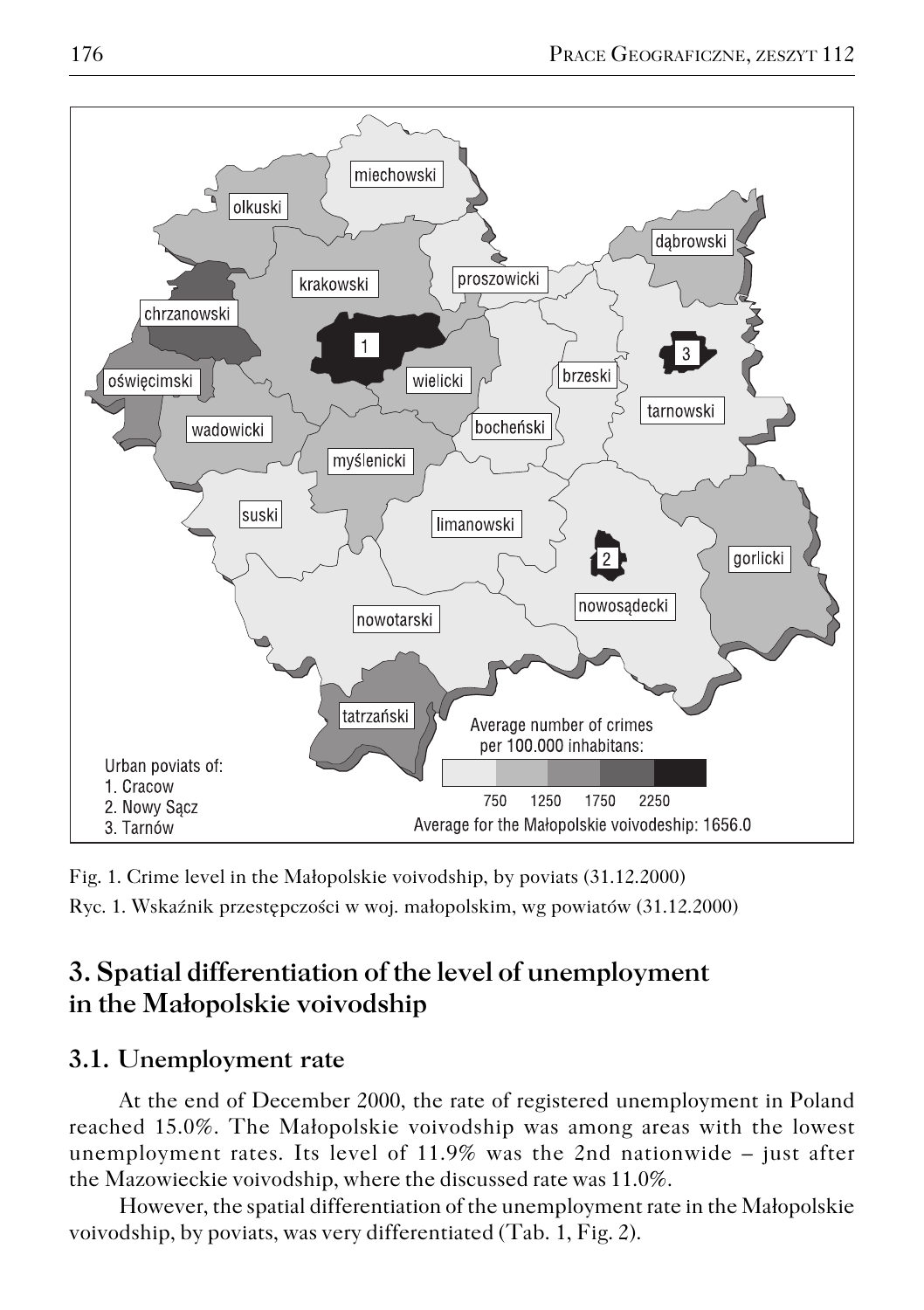Fig. 1. Crime level in the Małopolskie voivodship, by poviats (31.12.2000)

Ryc. 1. Wskaźnik przestępczości w woj. małopolskim, wg powiatów (31.12.2000)

## 3. Spatial differentiation of the level of unemployment in the Małopolskie voivodship

### 3.1. Unemployment rate

At the end of December 2000, the rate of registered unemployment in Poland reached 15.0%. The Małopolskie voivodship was among areas with the lowest unemployment rates. Its level of 11.9% was the 2nd nationwide – just after the Mazowieckie voivodship, where the discussed rate was 11.0%.

However, the spatial differentiation of the unemployment rate in the Małopolskie voivodship, by poviats, was very differentiated (Tab. 1, Fig. 2).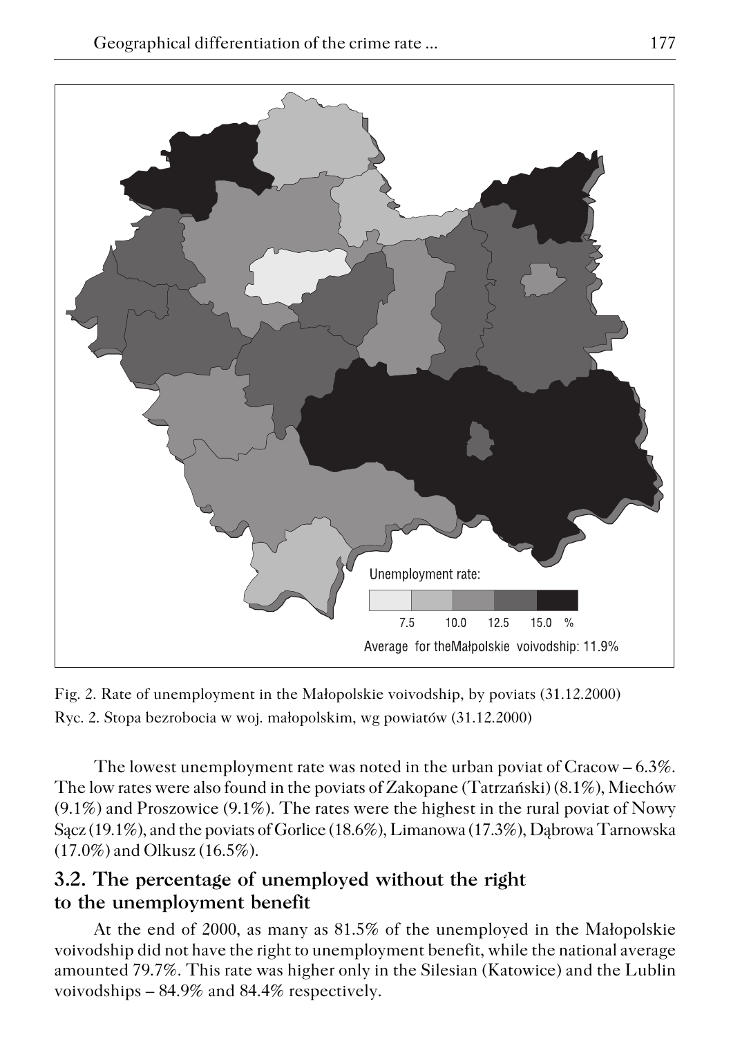Fig. 2. Rate of unemployment in the Małopolskie voivodship, by poviats (31.12.2000)

Ryc. 2. Stopa bezrobocia w woj. małopolskim, wg powiatów (31.12.2000)

The lowest unemployment rate was noted in the urban poviat of Cracow – 6.3%. The low rates were also found in the poviats of Zakopane (Tatrzański) (8.1%), Miechów (9.1%) and Proszowice (9.1%). The rates were the highest in the rural poviat of Nowy Sącz (19.1%), and the poviats of Gorlice (18.6%), Limanowa (17.3%), Dąbrowa Tarnowska (17.0%) and Olkusz (16.5%).

## 3.2. The percentage of unemployed without the right to the unemployment benefit

At the end of 2000, as many as 81.5% of the unemployed in the Małopolskie voivodship did not have the right to unemployment benefit, while the national average amounted 79.7%. This rate was higher only in the Silesian (Katowice) and the Lublin voivodships – 84.9% and 84.4% respectively.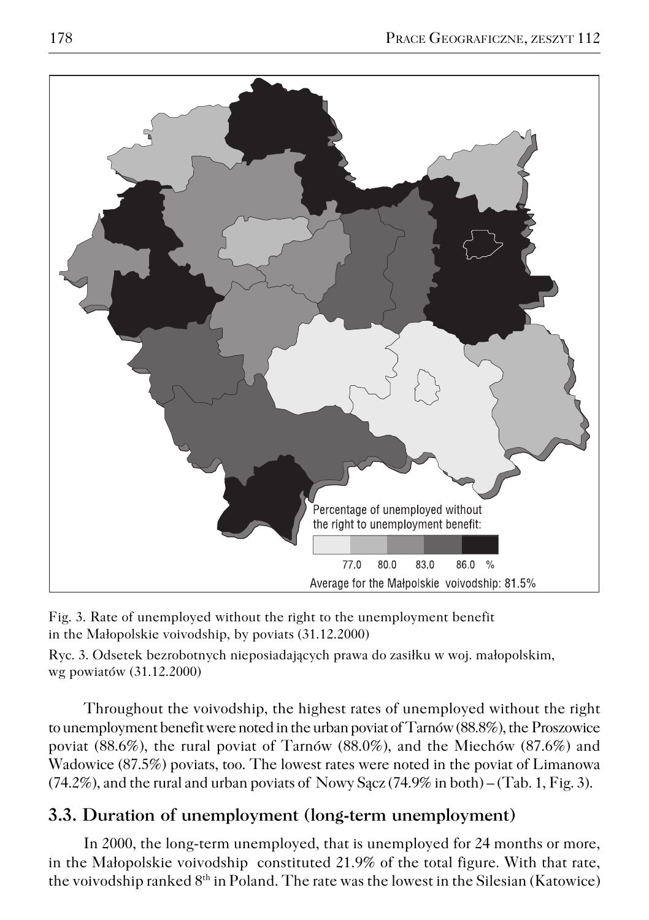Percentage of unemployed without the right to unemployment benefit:

77.0 80.0 83.0 86.0 %

Average for the Małpolskie voivodship: 81.5%

Fig. 3. Rate of unemployed without the right to the unemployment benefit in the Małopolskie voivodship, by poviats (31.12.2000)

Ryc. 3. Odsetek bezrobotnych nieposiadających prawa do zasiłku w woj. małopolskim, wg powiatów (31.12.2000)

Throughout the voivodship, the highest rates of unemployed without the right to unemployment benefit were noted in the urban poviat of Tarnów (88.8%), the Proszowice poviat (88.6%), the rural poviat of Tarnów (88.0%), and the Miechów (87.6%) and Wadowice (87.5%) poviats, too. The lowest rates were noted in the poviat of Limanowa (74.2%), and the rural and urban poviats of Nowy Sącz (74.9% in both) – (Tab. 1, Fig. 3).

## 3.3. Duration of unemployment (long-term unemployment)

In 2000, the long-term unemployed, that is unemployed for 24 months or more, in the Małopolskie voivodship constituted 21.9% of the total figure. With that rate, the voivodship ranked 8th in Poland. The rate was the lowest in the Silesian (Katowice)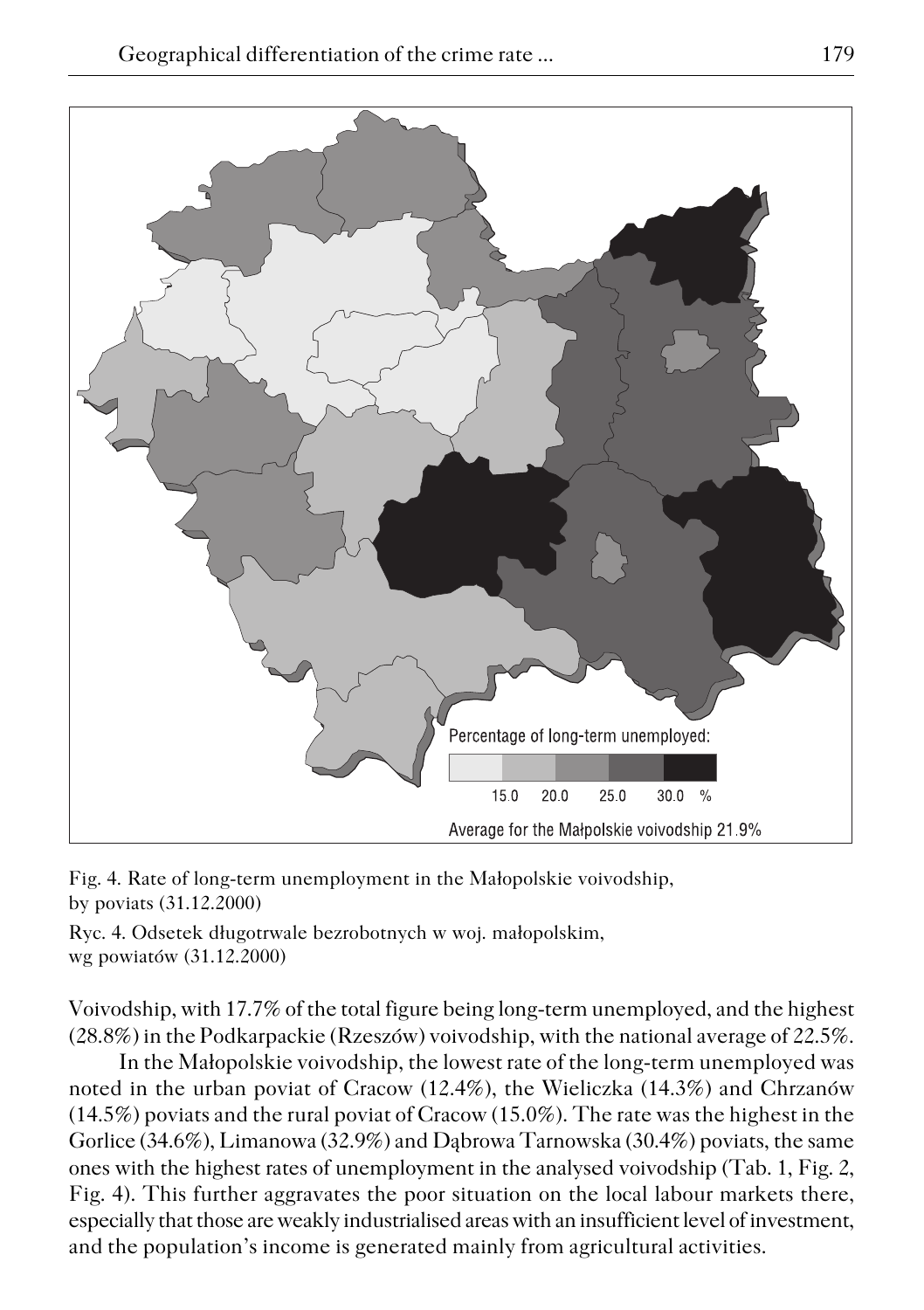Fig. 4. Rate of long-term unemployment in the Małopolskie voivodship, by poviats (31.12.2000)

Ryc. 4. Odsetek długotrwale bezrobotnych w woj. małopolskim, wg powiatów (31.12.2000)

Voivodship, with 17.7% of the total figure being long-term unemployed, and the highest (28.8%) in the Podkarpackie (Rzeszów) voivodship, with the national average of 22.5%.

In the Małopolskie voivodship, the lowest rate of the long-term unemployed was noted in the urban poviat of Cracow (12.4%), the Wieliczka (14.3%) and Chrzanów (14.5%) poviats and the rural poviat of Cracow (15.0%). The rate was the highest in the Gorlice (34.6%), Limanowa (32.9%) and Dąbrowa Tarnowska (30.4%) poviats, the same ones with the highest rates of unemployment in the analysed voivodship (Tab. 1, Fig. 2, Fig. 4). This further aggravates the poor situation on the local labour markets there, especially that those are weakly industrialised areas with an insufficient level of investment, and the population's income is generated mainly from agricultural activities.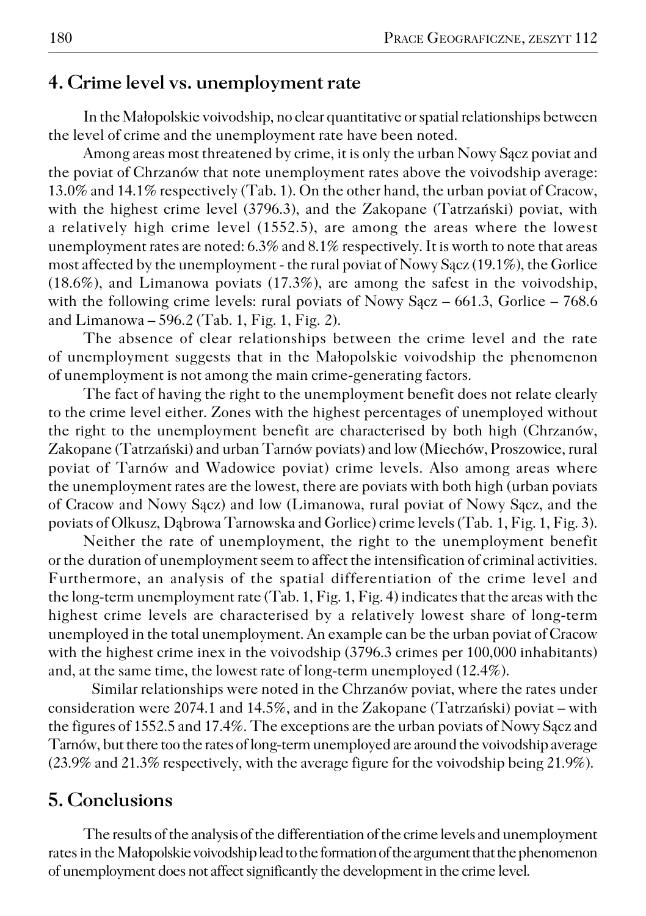## 4. Crime level vs. unemployment rate

In the Małopolskie voivodship, no clear quantitative or spatial relationships between the level of crime and the unemployment rate have been noted.

Among areas most threatened by crime, it is only the urban Nowy Sącz poviat and the poviat of Chrzanów that note unemployment rates above the voivodship average: 13.0% and 14.1% respectively (Tab. 1). On the other hand, the urban poviat of Cracow, with the highest crime level (3796.3), and the Zakopane (Tatrzański) poviat, with a relatively high crime level (1552.5), are among the areas where the lowest unemployment rates are noted: 6.3% and 8.1% respectively. It is worth to note that areas most affected by the unemployment - the rural poviat of Nowy Sącz (19.1%), the Gorlice (18.6%), and Limanowa poviats (17.3%), are among the safest in the voivodship, with the following crime levels: rural poviats of Nowy Sącz – 661.3, Gorlice – 768.6 and Limanowa – 596.2 (Tab. 1, Fig. 1, Fig. 2).

The absence of clear relationships between the crime level and the rate of unemployment suggests that in the Małopolskie voivodship the phenomenon of unemployment is not among the main crime-generating factors.

The fact of having the right to the unemployment benefit does not relate clearly to the crime level either. Zones with the highest percentages of unemployed without the right to the unemployment benefit are characterised by both high (Chrzanów, Zakopane (Tatrzański) and urban Tarnów poviats) and low (Miechów, Proszowice, rural poviat of Tarnów and Wadowice poviat) crime levels. Also among areas where the unemployment rates are the lowest, there are poviats with both high (urban poviats of Cracow and Nowy Sącz) and low (Limanowa, rural poviat of Nowy Sącz, and the poviats of Olkusz, Dąbrowa Tarnowska and Gorlice) crime levels (Tab. 1, Fig. 1, Fig. 3).

Neither the rate of unemployment, the right to the unemployment benefit or the duration of unemployment seem to affect the intensification of criminal activities. Furthermore, an analysis of the spatial differentiation of the crime level and the long-term unemployment rate (Tab. 1, Fig. 1, Fig. 4) indicates that the areas with the highest crime levels are characterised by a relatively lowest share of long-term unemployed in the total unemployment. An example can be the urban poviat of Cracow with the highest crime inex in the voivodship (3796.3 crimes per 100,000 inhabitants) and, at the same time, the lowest rate of long-term unemployed (12.4%).

Similar relationships were noted in the Chrzanów poviat, where the rates under consideration were 2074.1 and 14.5%, and in the Zakopane (Tatrzański) poviat – with the figures of 1552.5 and 17.4%. The exceptions are the urban poviats of Nowy Sącz and Tarnów, but there too the rates of long-term unemployed are around the voivodship average (23.9% and 21.3% respectively, with the average figure for the voivodship being 21.9%).

## 5. Conclusions

The results of the analysis of the differentiation of the crime levels and unemployment rates in the Małopolskie voivodship lead to the formation of the argument that the phenomenon of unemployment does not affect significantly the development in the crime level.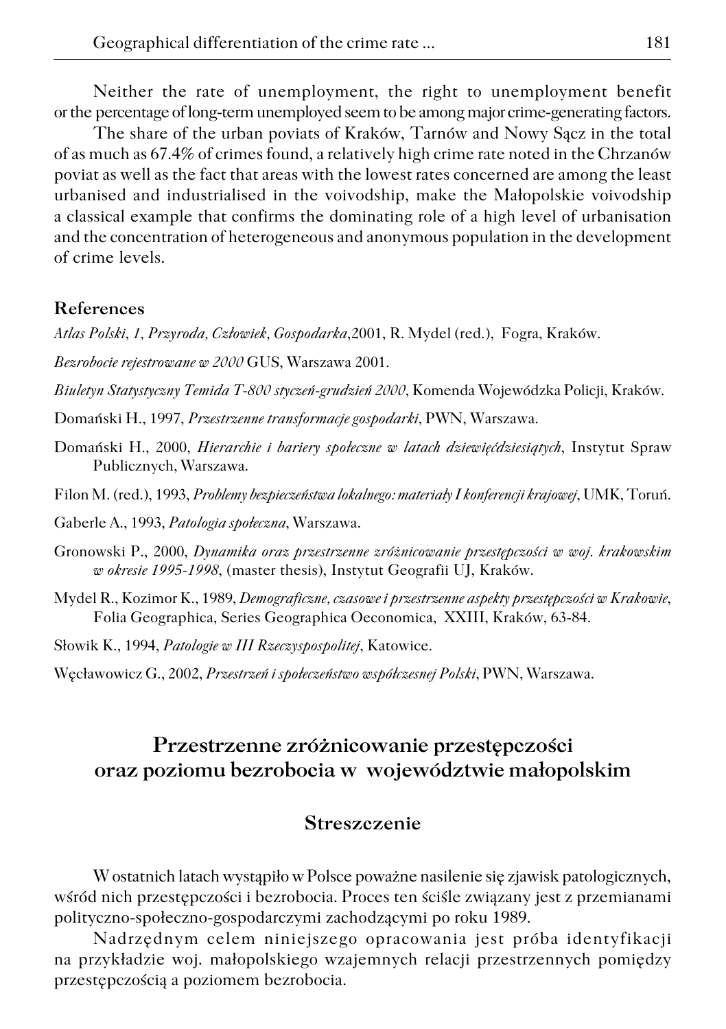Neither the rate of unemployment, the right to unemployment benefit or the percentage of long-term unemployed seem to be among major crime-generating factors.

The share of the urban poviats of Kraków, Tarnów and Nowy Sącz in the total of as much as 67.4% of crimes found, a relatively high crime rate noted in the Chrzanów poviat as well as the fact that areas with the lowest rates concerned are among the least urbanised and industrialised in the voivodship, make the Małopolskie voivodship a classical example that confirms the dominating role of a high level of urbanisation and the concentration of heterogeneous and anonymous population in the development of crime levels.

## References

*Atlas Polski, 1, Przyroda, Człowiek, Gospodarka*,2001, R. Mydel (red.), Fogra, Kraków.

*Bezrobocie rejestrowane w 2000* GUS, Warszawa 2001.

*Biuletyn Statystyczny Temida T-800 styczeń-grudzień 2000*, Komenda Wojewódzka Policji, Kraków.

Domański H., 1997, *Przestrzenne transformacje gospodarki*, PWN, Warszawa.

Domański H., 2000, *Hierarchie i bariery społeczne w latach dziewięćdziesiątych*, Instytut Spraw Publicznych, Warszawa.

Filon M. (red.), 1993, *Problemy bezpieczeństwa lokalnego: materiały I konferencji krajowej*, UMK, Toruń.

Gaberle A., 1993, *Patologia społeczna*, Warszawa.

Gronowski P., 2000, *Dynamika oraz przestrzenne zróżnicowanie przestępczości w woj. krakowskim w okresie 1995-1998*, (master thesis), Instytut Geografii UJ, Kraków.

Mydel R., Kozimor K., 1989, *Demograficzne, czasowe i przestrzenne aspekty przestępczości w Krakowie*, Folia Geographica, Series Geographica Oeconomica, XXIII, Kraków, 63-84.

Słowik K., 1994, *Patologie w III Rzeczyspospolitej*, Katowice.

Węcławowicz G., 2002, *Przestrzeń i społeczeństwo współczesnej Polski*, PWN, Warszawa.

# Przestrzenne zróżnicowanie przestępczości oraz poziomu bezrobocia w województwie małopolskim

## Streszczenie

W ostatnich latach wystąpiło w Polsce poważne nasilenie się zjawisk patologicznych, wśród nich przestępczości i bezrobocia. Proces ten ściśle związany jest z przemianami polityczno-społeczno-gospodarczymi zachodzącymi po roku 1989.

Nadrzędnym celem niniejszego opracowania jest próba identyfikacji na przykładzie woj. małopolskiego wzajemnych relacji przestrzennych pomiędzy przestępczością a poziomem bezrobocia.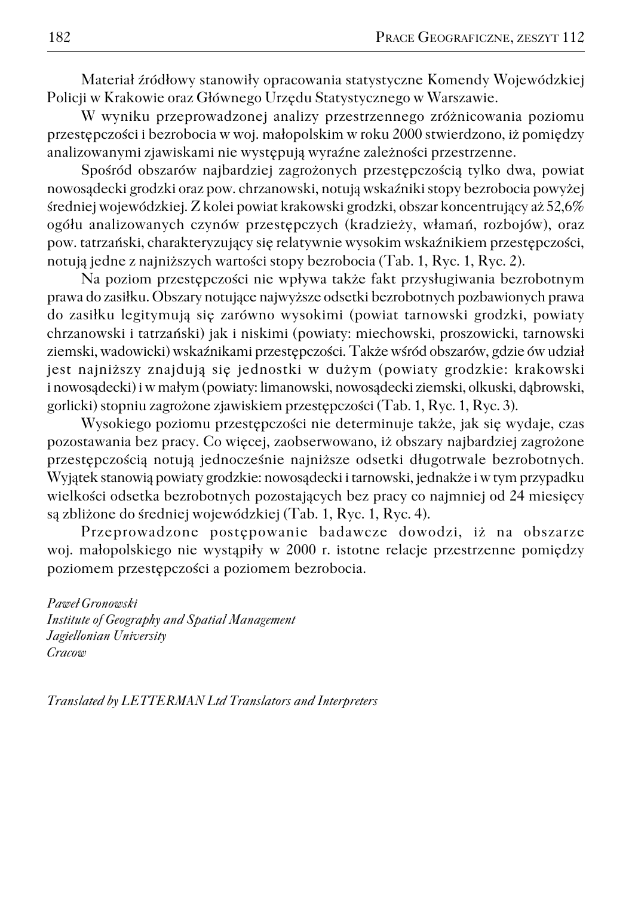Materiał źródłowy stanowiły opracowania statystyczne Komendy Wojewódzkiej Policji w Krakowie oraz Głównego Urzędu Statystycznego w Warszawie.

W wyniku przeprowadzonej analizy przestrzennego zróżnicowania poziomu przestępczości i bezrobocia w woj. małopolskim w roku 2000 stwierdzono, iż pomiędzy analizowanymi zjawiskami nie występują wyraźne zależności przestrzenne.

Spośród obszarów najbardziej zagrożonych przestępczością tylko dwa, powiat nowosądecki grodzki oraz pow. chrzanowski, notują wskaźniki stopy bezrobocia powyżej średniej wojewódzkiej. Z kolei powiat krakowski grodzki, obszar koncentrujący aż 52,6% ogółu analizowanych czynów przestępczych (kradzieży, włamań, rozbojów), oraz pow. tatrzański, charakteryzujący się relatywnie wysokim wskaźnikiem przestępczości, notują jedne z najniższych wartości stopy bezrobocia (Tab. 1, Ryc. 1, Ryc. 2).

Na poziom przestępczości nie wpływa także fakt przysługiwania bezrobotnym prawa do zasiłku. Obszary notujące najwyższe odsetki bezrobotnych pozbawionych prawa do zasiłku legitymują się zarówno wysokimi (powiat tarnowski grodzki, powiaty chrzanowski i tatrzański) jak i niskimi (powiaty: miechowski, proszowicki, tarnowski ziemski, wadowicki) wskaźnikami przestępczości. Także wśród obszarów, gdzie ów udział jest najniższy znajdują się jednostki w dużym (powiaty grodzkie: krakowski i nowosądecki) i w małym (powiaty: limanowski, nowosądecki ziemski, olkuski, dąbrowski, gorlicki) stopniu zagrożone zjawiskiem przestępczości (Tab. 1, Ryc. 1, Ryc. 3).

Wysokiego poziomu przestępczości nie determinuje także, jak się wydaje, czas pozostawania bez pracy. Co więcej, zaobserwowano, iż obszary najbardziej zagrożone przestępczością notują jednocześnie najniższe odsetki długotrwale bezrobotnych. Wyjątek stanowią powiaty grodzkie: nowosądecki i tarnowski, jednakże i w tym przypadku wielkości odsetka bezrobotnych pozostających bez pracy co najmniej od 24 miesięcy są zbliżone do średniej wojewódzkiej (Tab. 1, Ryc. 1, Ryc. 4).

Przeprowadzone postępowanie badawcze dowodzi, iż na obszarze woj. małopolskiego nie wystąpiły w 2000 r. istotne relacje przestrzenne pomiędzy poziomem przestępczości a poziomem bezrobocia.

*Paweł Gronowski*
*Institute of Geography and Spatial Management*
*Jagiellonian University*
*Cracow*

*Translated by LETTERMAN Ltd Translators and Interpreters*